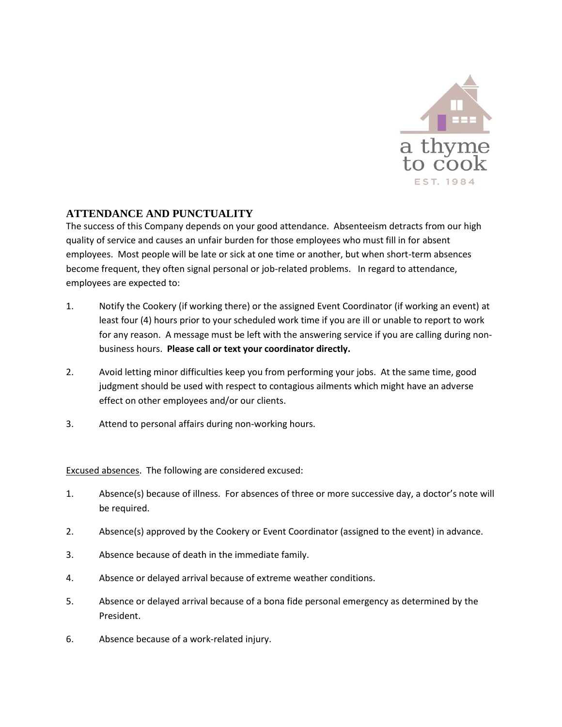## ATTENDANCE AND PUNCTUALITY

The success of this Company depends on your good attendance. Absenteeism detracts from our high quality of service and causes an unfair burden for those employees who must fill in for absent employees. Most people will be late or sick at one time or another, but when short-term absences become frequent, they often signal personal or job-related problems. In regard to attendance, employees are expected to:

1. Notify the Cookery (if working there) or the assigned Event Coordinator (if working an event) at least four (4) hours prior to your scheduled work time if you are ill or unable to report to work for any reason. A message must be left with the answering service if you are calling during non-business hours. **Please call or text your coordinator directly.**

2. Avoid letting minor difficulties keep you from performing your jobs. At the same time, good judgment should be used with respect to contagious ailments which might have an adverse effect on other employees and/or our clients.

3. Attend to personal affairs during non-working hours.

Excused absences. The following are considered excused:

1. Absence(s) because of illness. For absences of three or more successive day, a doctor's note will be required.

2. Absence(s) approved by the Cookery or Event Coordinator (assigned to the event) in advance.

3. Absence because of death in the immediate family.

4. Absence or delayed arrival because of extreme weather conditions.

5. Absence or delayed arrival because of a bona fide personal emergency as determined by the President.

6. Absence because of a work-related injury.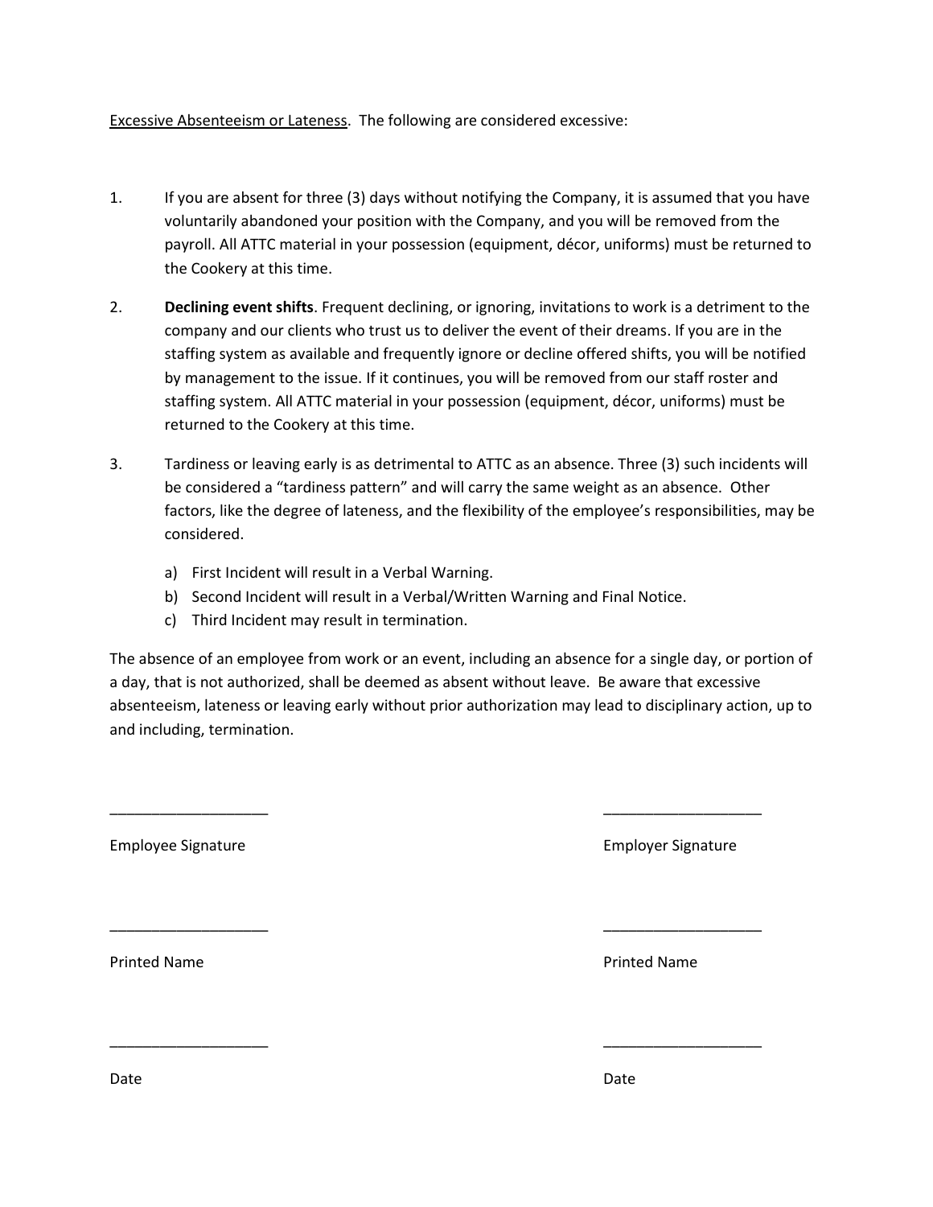<u>Excessive Absenteeism or Lateness</u>. The following are considered excessive:

1. If you are absent for three (3) days without notifying the Company, it is assumed that you have voluntarily abandoned your position with the Company, and you will be removed from the payroll. All ATTC material in your possession (equipment, décor, uniforms) must be returned to the Cookery at this time.

2. **Declining event shifts**. Frequent declining, or ignoring, invitations to work is a detriment to the company and our clients who trust us to deliver the event of their dreams. If you are in the staffing system as available and frequently ignore or decline offered shifts, you will be notified by management to the issue. If it continues, you will be removed from our staff roster and staffing system. All ATTC material in your possession (equipment, décor, uniforms) must be returned to the Cookery at this time.

3. Tardiness or leaving early is as detrimental to ATTC as an absence. Three (3) such incidents will be considered a "tardiness pattern" and will carry the same weight as an absence. Other factors, like the degree of lateness, and the flexibility of the employee's responsibilities, may be considered.

   a) First Incident will result in a Verbal Warning.
   b) Second Incident will result in a Verbal/Written Warning and Final Notice.
   c) Third Incident may result in termination.

The absence of an employee from work or an event, including an absence for a single day, or portion of a day, that is not authorized, shall be deemed as absent without leave. Be aware that excessive absenteeism, lateness or leaving early without prior authorization may lead to disciplinary action, up to and including, termination.

___________________ ___________________

Employee Signature Employer Signature

___________________ ___________________

Printed Name Printed Name

___________________ ___________________

Date Date